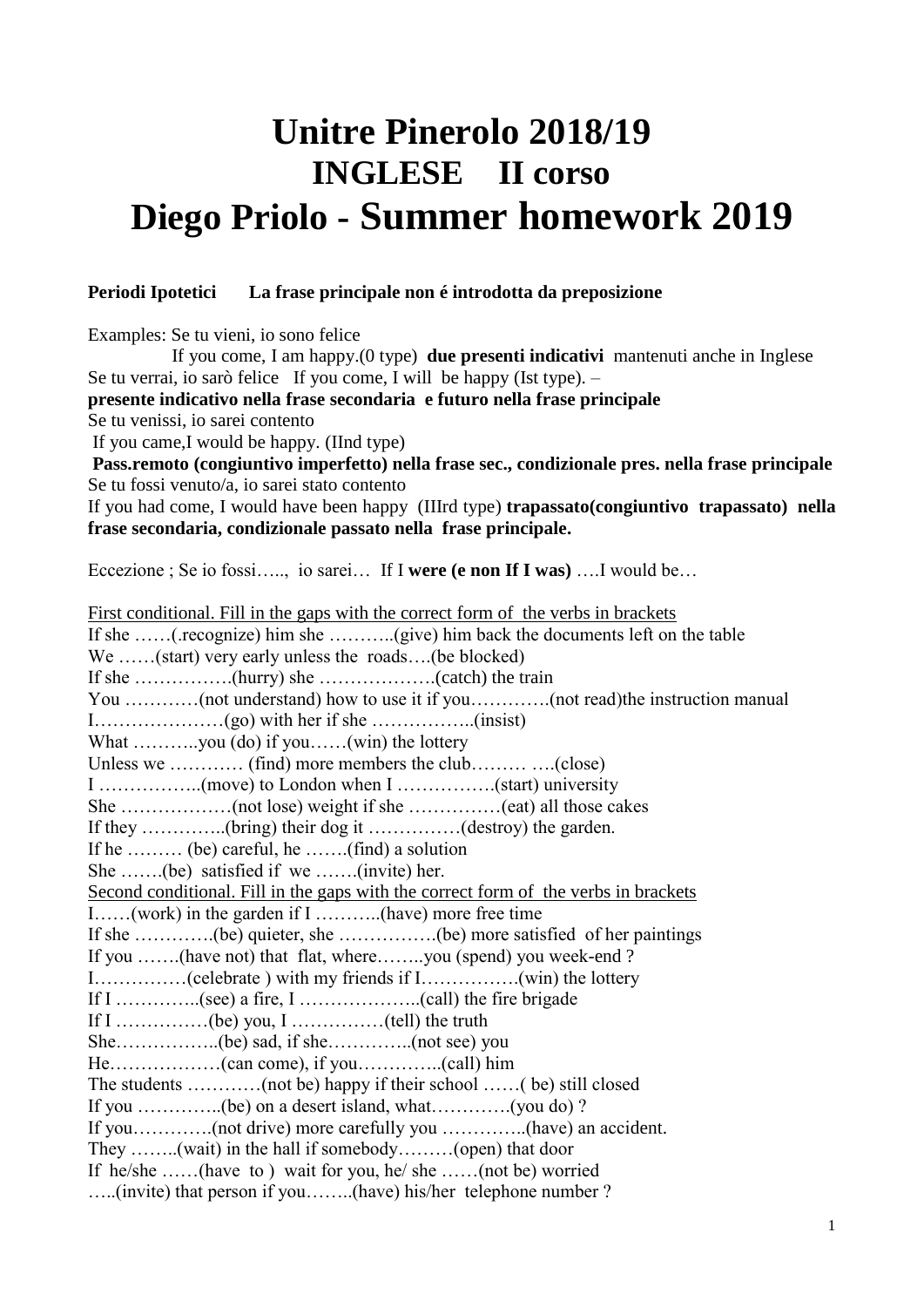# Unitre Pinerolo 2018/19
## INGLESE II corso
# Diego Priolo - Summer homework 2019

**Periodi Ipotetici La frase principale non é introdotta da preposizione**

Examples: Se tu vieni, io sono felice
If you come, I am happy.(0 type) **due presenti indicativi** mantenuti anche in Inglese
Se tu verrai, io sarò felice If you come, I will be happy (Ist type). –
**presente indicativo nella frase secondaria e futuro nella frase principale**
Se tu venissi, io sarei contento
If you came,I would be happy. (IInd type)
**Pass.remoto (congiuntivo imperfetto) nella frase sec., condizionale pres. nella frase principale**
Se tu fossi venuto/a, io sarei stato contento
If you had come, I would have been happy (IIIrd type) **trapassato(congiuntivo trapassato) nella frase secondaria, condizionale passato nella frase principale.**

Eccezione ; Se io fossi….., io sarei… If I **were (e non If I was)** ….I would be…

First conditional. Fill in the gaps with the correct form of the verbs in brackets
If she ……(.recognize) him she ………..(give) him back the documents left on the table
We ……(start) very early unless the roads….(be blocked)
If she …………….(hurry) she ……………….(catch) the train
You …………(not understand) how to use it if you………….(not read)the instruction manual
I…………………(go) with her if she ……………..(insist)
What ………..you (do) if you……(win) the lottery
Unless we ………… (find) more members the club……… ….(close)
I ……………..(move) to London when I …………….(start) university
She ………………(not lose) weight if she ……………(eat) all those cakes
If they …………..(bring) their dog it ……………(destroy) the garden.
If he ……… (be) careful, he …….(find) a solution
She …….(be) satisfied if we …….(invite) her.
Second conditional. Fill in the gaps with the correct form of the verbs in brackets
I……(work) in the garden if I ………..(have) more free time
If she ………….(be) quieter, she …………….(be) more satisfied of her paintings
If you …….(have not) that flat, where……..you (spend) you week-end ?
I……………(celebrate ) with my friends if I…………….(win) the lottery
If I …………..(see) a fire, I ………………..(call) the fire brigade
If I ……………(be) you, I ……………(tell) the truth
She……………..(be) sad, if she…………..(not see) you
He………………(can come), if you…………..(call) him
The students …………(not be) happy if their school ……( be) still closed
If you …………..(be) on a desert island, what………….(you do) ?
If you………….(not drive) more carefully you …………..(have) an accident.
They ……..(wait) in the hall if somebody………(open) that door
If he/she ……(have to ) wait for you, he/ she ……(not be) worried
…..(invite) that person if you……..(have) his/her telephone number ?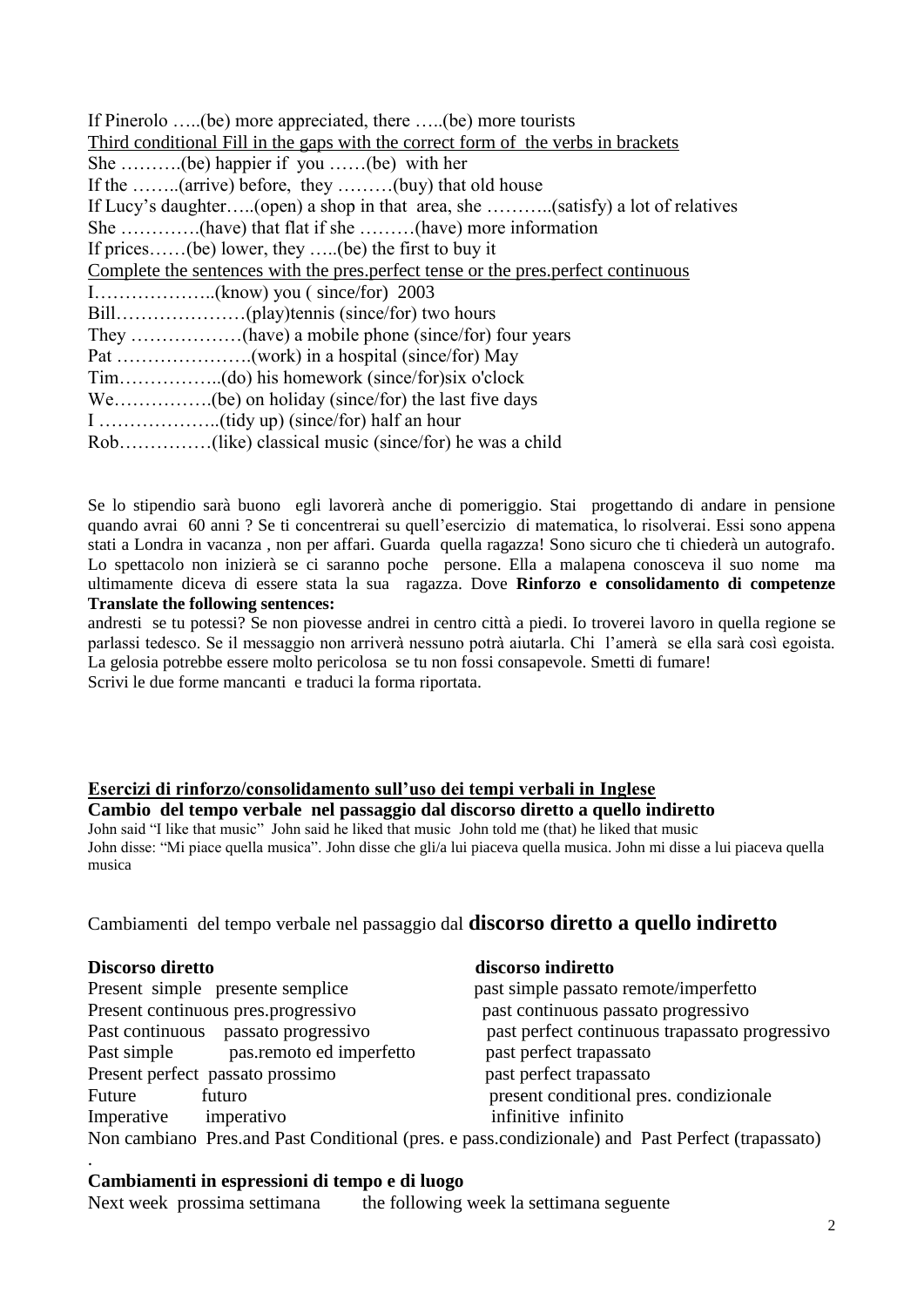If Pinerolo …..(be) more appreciated, there …..(be) more tourists

Third conditional Fill in the gaps with the correct form of the verbs in brackets

She ……….(be) happier if you ……(be) with her

If the ……..(arrive) before, they ………(buy) that old house

If Lucy's daughter…..(open) a shop in that area, she ………..(satisfy) a lot of relatives

She ………….(have) that flat if she ………(have) more information

If prices……(be) lower, they …..(be) the first to buy it

Complete the sentences with the pres.perfect tense or the pres.perfect continuous

I………………..(know) you ( since/for) 2003

Bill…………………(play)tennis (since/for) two hours

They ………………(have) a mobile phone (since/for) four years

Pat ………………….(work) in a hospital (since/for) May

Tim……………..(do) his homework (since/for)six o'clock

We…………….(be) on holiday (since/for) the last five days

I ………………..(tidy up) (since/for) half an hour

Rob……………(like) classical music (since/for) he was a child

Se lo stipendio sarà buono egli lavorerà anche di pomeriggio. Stai progettando di andare in pensione quando avrai 60 anni ? Se ti concentrerai su quell'esercizio di matematica, lo risolverai. Essi sono appena stati a Londra in vacanza , non per affari. Guarda quella ragazza! Sono sicuro che ti chiederà un autografo. Lo spettacolo non inizierà se ci saranno poche persone. Ella a malapena conosceva il suo nome ma ultimamente diceva di essere stata la sua ragazza. Dove **Rinforzo e consolidamento di competenze Translate the following sentences:**

andresti se tu potessi? Se non piovesse andrei in centro città a piedi. Io troverei lavoro in quella regione se parlassi tedesco. Se il messaggio non arriverà nessuno potrà aiutarla. Chi l'amerà se ella sarà così egoista. La gelosia potrebbe essere molto pericolosa se tu non fossi consapevole. Smetti di fumare!

Scrivi le due forme mancanti e traduci la forma riportata.

**Esercizi di rinforzo/consolidamento sull'uso dei tempi verbali in Inglese**

**Cambio del tempo verbale nel passaggio dal discorso diretto a quello indiretto**

John said "I like that music" John said he liked that music John told me (that) he liked that music

John disse: "Mi piace quella musica". John disse che gli/a lui piaceva quella musica. John mi disse a lui piaceva quella musica

Cambiamenti del tempo verbale nel passaggio dal **discorso diretto a quello indiretto**

| **Discorso diretto** | **discorso indiretto** |
|---|---|
| Present simple presente semplice | past simple passato remote/imperfetto |
| Present continuous pres.progressivo | past continuous passato progressivo |
| Past continuous passato progressivo | past perfect continuous trapassato progressivo |
| Past simple pas.remoto ed imperfetto | past perfect trapassato |
| Present perfect passato prossimo | past perfect trapassato |
| Future futuro | present conditional pres. condizionale |
| Imperative imperativo | infinitive infinito |

Non cambiano Pres.and Past Conditional (pres. e pass.condizionale) and Past Perfect (trapassato)

.

**Cambiamenti in espressioni di tempo e di luogo**

Next week prossima settimana the following week la settimana seguente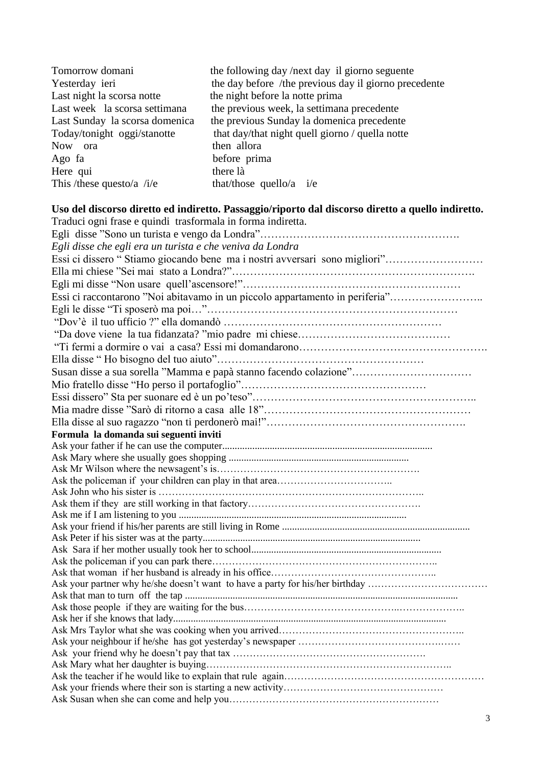| | |
|---|---|
| Tomorrow domani | the following day /next day il giorno seguente |
| Yesterday ieri | the day before /the previous day il giorno precedente |
| Last night la scorsa notte | the night before la notte prima |
| Last week la scorsa settimana | the previous week, la settimana precedente |
| Last Sunday la scorsa domenica | the previous Sunday la domenica precedente |
| Today/tonight oggi/stanotte | that day/that night quell giorno / quella notte |
| Now ora | then allora |
| Ago fa | before prima |
| Here qui | there là |
| This /these questo/a /i/e | that/those quello/a i/e |

**Uso del discorso diretto ed indiretto. Passaggio/riporto dal discorso diretto a quello indiretto.**

Traduci ogni frase e quindi trasformala in forma indiretta.

Egli disse "Sono un turista e vengo da Londra"……………………………………………….

*Egli disse che egli era un turista e che veniva da Londra*

Essi ci dissero " Stiamo giocando bene ma i nostri avversari sono migliori"………………………

Ella mi chiese "Sei mai stato a Londra?"………………………………………………………….

Egli mi disse "Non usare quell'ascensore!"……………………………………………………

Essi ci raccontarono "Noi abitavamo in un piccolo appartamento in periferia"……………………..

Egli le disse "Ti sposerò ma poi…"……………………………………………………………

"Dov'è il tuo ufficio ?" ella domandò …………………………………………………

"Da dove viene la tua fidanzata? "mio padre mi chiese……………………………………

"Ti fermi a dormire o vai a casa? Essi mi domandarono………………………………………….

Ella disse " Ho bisogno del tuo aiuto"…………………………………………………

Susan disse a sua sorella "Mamma e papà stanno facendo colazione"……………………………

Mio fratello disse "Ho perso il portafoglio"……………………………………………

Essi dissero" Sta per suonare ed è un po'teso"……………………………………………………..

Mia madre disse "Sarò di ritorno a casa alle 18"…………………………………………………

Ella disse al suo ragazzo "non ti perdonerò mai!"……………………………………………….

**Formula la domanda sui seguenti inviti**

Ask your father if he can use the computer..................................................................................

Ask Mary where she usually goes shopping .......................................................................

Ask Mr Wilson where the newsagent's is…………………………………………………….

Ask the policeman if your children can play in that area……………………………..

Ask John who his sister is ……………………………………………………………………..

Ask them if they are still working in that factory…………………………………………….

Ask me if I am listening to you .........................................................................................

Ask your friend if his/her parents are still living in Rome ..........................................................................

Ask Peter if his sister was at the party......................................................................................

Ask Sara if her mother usually took her to school...........................................................................

Ask the policeman if you can park there…………………………………………………………..

Ask that woman if her husband is already in his office………………………………………….

Ask your partner why he/she doesn't want to have a party for his/her birthday ………………………………

Ask that man to turn off the tap ............................................................................................................

Ask those people if they are waiting for the bus………………………………………..………………..

Ask her if she knows that lady............................................................................................................

Ask Mrs Taylor what she was cooking when you arrived……………………………………………..

Ask your neighbour if he/she has got yesterday's newspaper ……………………………………….…

Ask your friend why he doesn't pay that tax ………………………………………………….

Ask Mary what her daughter is buying………………………………………………………………..

Ask the teacher if he would like to explain that rule again……………………………………………………

Ask your friends where their son is starting a new activity………………………………………

Ask Susan when she can come and help you………………………………………………………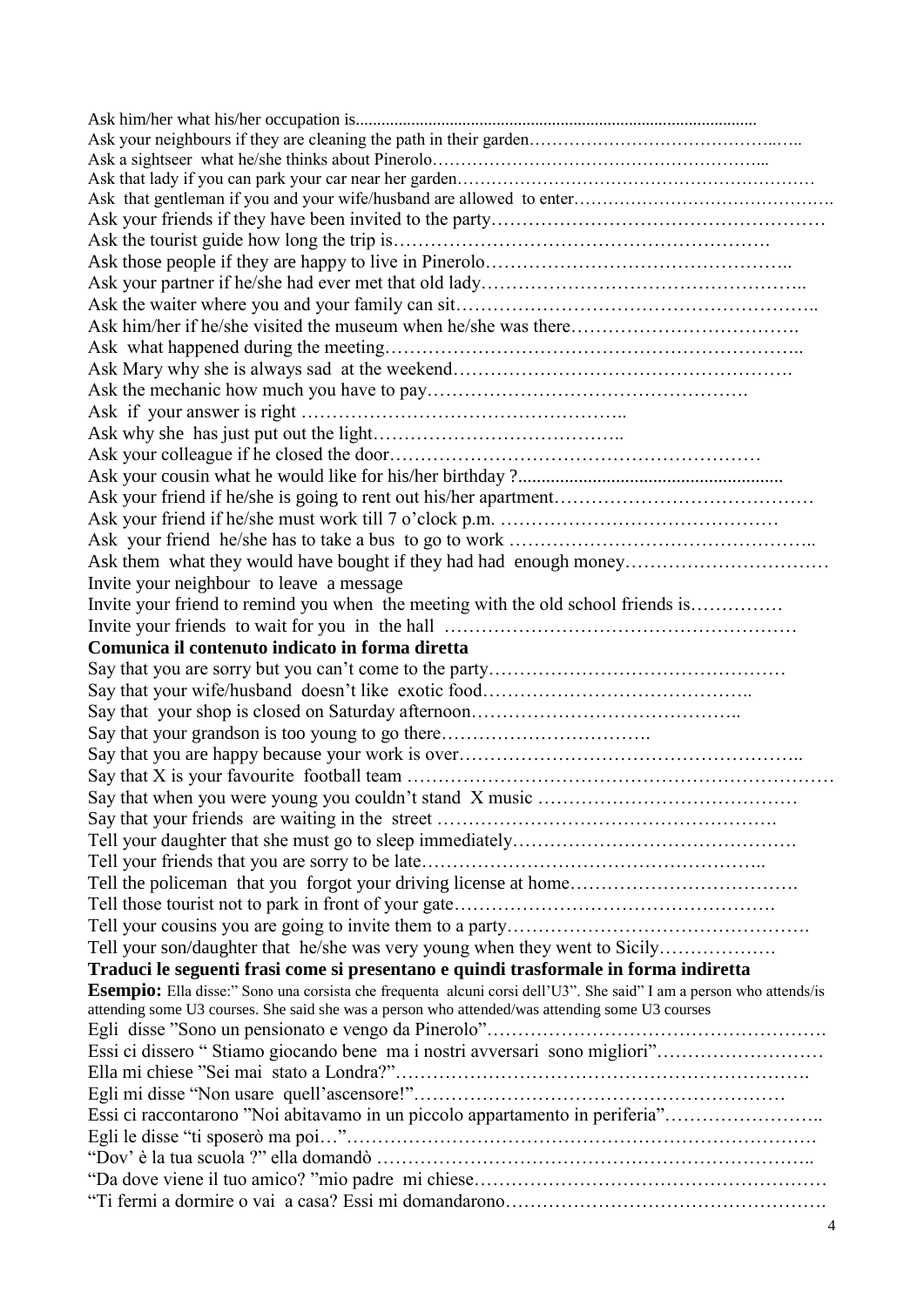Ask him/her what his/her occupation is..........................................................................................
Ask your neighbours if they are cleaning the path in their garden……………………………………..…..
Ask a sightseer what he/she thinks about Pinerolo…………………………………………………...
Ask that lady if you can park your car near her garden……………………………………………………
Ask that gentleman if you and your wife/husband are allowed to enter……………………………………….
Ask your friends if they have been invited to the party………………………………………………
Ask the tourist guide how long the trip is…………………………………………………….
Ask those people if they are happy to live in Pinerolo………………………………………..
Ask your partner if he/she had ever met that old lady…………………………………………..
Ask the waiter where you and your family can sit………………………………………………..
Ask him/her if he/she visited the museum when he/she was there……………………………….
Ask what happened during the meeting…………………………………………………………..
Ask Mary why she is always sad at the weekend……………………………………………….
Ask the mechanic how much you have to pay…………………………………………….
Ask if your answer is right ……………………………………………..
Ask why she has just put out the light…………………………………..
Ask your colleague if he closed the door……………………………………………………
Ask your cousin what he would like for his/her birthday ?........................................................
Ask your friend if he/she is going to rent out his/her apartment……………………………………
Ask your friend if he/she must work till 7 o'clock p.m. ………………………………………
Ask your friend he/she has to take a bus to go to work …………………………………………..
Ask them what they would have bought if they had had enough money……………………………
Invite your neighbour to leave a message
Invite your friend to remind you when the meeting with the old school friends is……………
Invite your friends to wait for you in the hall …………………………………………………

**Comunica il contenuto indicato in forma diretta**

Say that you are sorry but you can't come to the party…………………………………………
Say that your wife/husband doesn't like exotic food……………………………………..
Say that your shop is closed on Saturday afternoon……………………………………..
Say that your grandson is too young to go there…………………………….
Say that you are happy because your work is over………………………………………………..
Say that X is your favourite football team …………………………………………………………
Say that when you were young you couldn't stand X music ……………………………………
Say that your friends are waiting in the street ……………………………………………….
Tell your daughter that she must go to sleep immediately……………………………………….
Tell your friends that you are sorry to be late………………………………………………..
Tell the policeman that you forgot your driving license at home……………………………….
Tell those tourist not to park in front of your gate…………………………………………….
Tell your cousins you are going to invite them to a party………………………………………….
Tell your son/daughter that he/she was very young when they went to Sicily……………….

**Traduci le seguenti frasi come si presentano e quindi trasformale in forma indiretta**

**Esempio:** Ella disse:" Sono una corsista che frequenta alcuni corsi dell'U3". She said" I am a person who attends/is attending some U3 courses. She said she was a person who attended/was attending some U3 courses

Egli disse "Sono un pensionato e vengo da Pinerolo"……………………………………………….
Essi ci dissero " Stiamo giocando bene ma i nostri avversari sono migliori"………………………
Ella mi chiese "Sei mai stato a Londra?"………………………………………………………….
Egli mi disse "Non usare quell'ascensore!"…………………………………………………
Essi ci raccontarono "Noi abitavamo in un piccolo appartamento in periferia"……………………..
Egli le disse "ti sposerò ma poi…"……………………………………………………………….
"Dov' è la tua scuola ?" ella domandò ………………………………………………………..
"Da dove viene il tuo amico? "mio padre mi chiese…………………………………………………
"Ti fermi a dormire o vai a casa? Essi mi domandarono…………………………………………….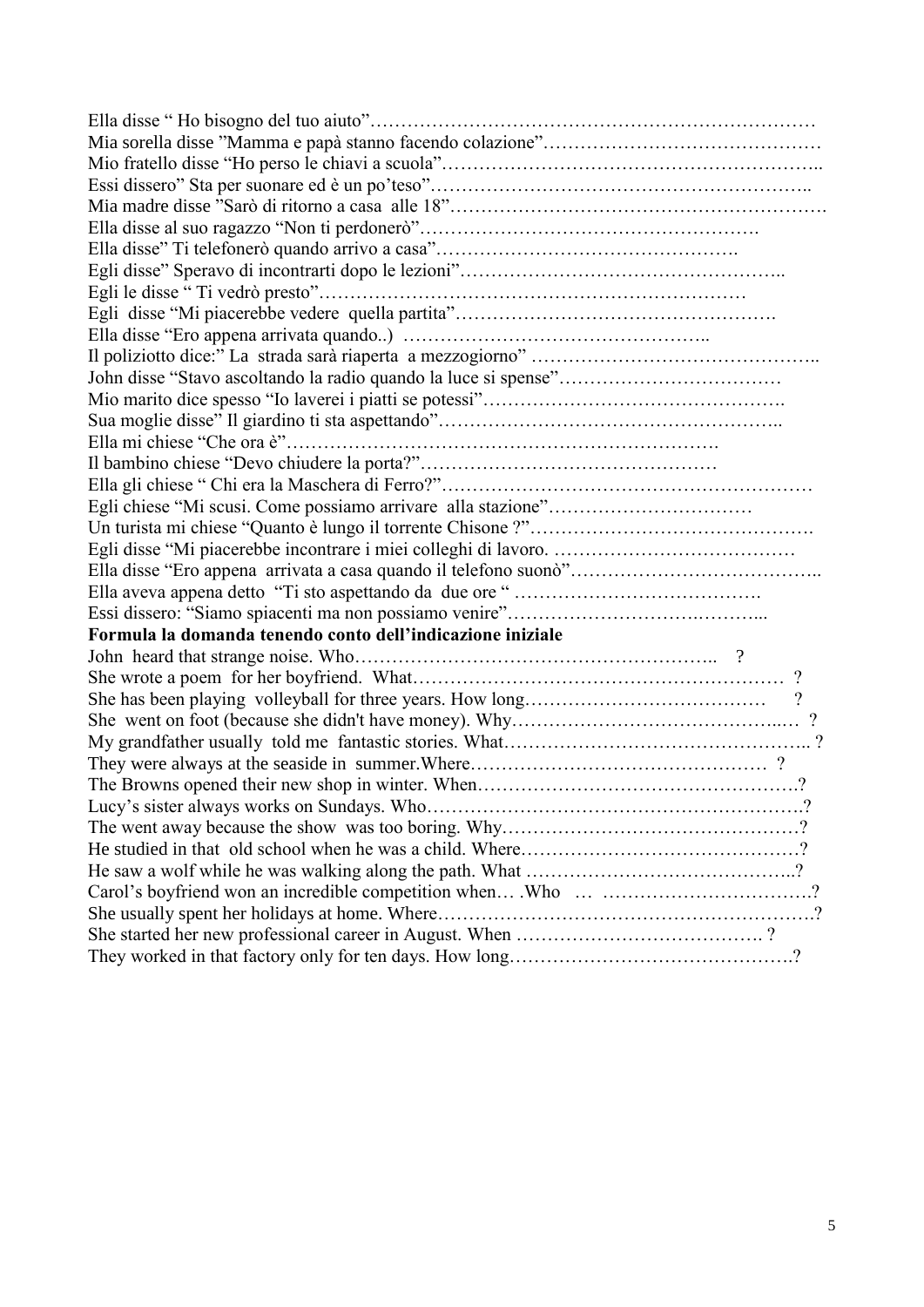Ella disse " Ho bisogno del tuo aiuto"……………………………………………………………
Mia sorella disse "Mamma e papà stanno facendo colazione"………………………………………
Mio fratello disse "Ho perso le chiavi a scuola"……………………………………………………..
Essi dissero" Sta per suonare ed è un po'teso"……………………………………………………..
Mia madre disse "Sarò di ritorno a casa alle 18"……………………………………………………….
Ella disse al suo ragazzo "Non ti perdonerò"…………………………………………….
Ella disse" Ti telefonerò quando arrivo a casa"………………………………………….
Egli disse" Speravo di incontrarti dopo le lezioni"…………………………………………..
Egli le disse " Ti vedrò presto"…………………………………………………………
Egli disse "Mi piacerebbe vedere quella partita"…………………………………………….
Ella disse "Ero appena arrivata quando..) ………………………………………..
Il poliziotto dice:" La strada sarà riaperta a mezzogiorno" ……………………………………..
John disse "Stavo ascoltando la radio quando la luce si spense"………………………………
Mio marito dice spesso "Io laverei i piatti se potessi"……………………………………….
Sua moglie disse" Il giardino ti sta aspettando"……………………………………………..
Ella mi chiese "Che ora è"……………………………………………………………
Il bambino chiese "Devo chiudere la porta?"…………………………………………
Ella gli chiese " Chi era la Maschera di Ferro?"……………………………………………………
Egli chiese "Mi scusi. Come possiamo arrivare alla stazione"……………………………
Un turista mi chiese "Quanto è lungo il torrente Chisone ?"……………………………………….
Egli disse "Mi piacerebbe incontrare i miei colleghi di lavoro. …………………………………
Ella disse "Ero appena arrivata a casa quando il telefono suonò"…………………………………..
Ella aveva appena detto "Ti sto aspettando da due ore " ………………………………….
Essi dissero: "Siamo spiacenti ma non possiamo venire"………………………………...

**Formula la domanda tenendo conto dell'indicazione iniziale**

John heard that strange noise. Who……………………………………………….. ?
She wrote a poem for her boyfriend. What…………………………………………………… ?
She has been playing volleyball for three years. How long………………………………… ?
She went on foot (because she didn't have money). Why……………………………………..… ?
My grandfather usually told me fantastic stories. What……………………………………….. ?
They were always at the seaside in summer.Where………………………………………… ?
The Browns opened their new shop in winter. When…………………………………………….?
Lucy's sister always works on Sundays. Who…………………………………………………….?
The went away because the show was too boring. Why…………………………………………?
He studied in that old school when he was a child. Where…………………………………….?
He saw a wolf while he was walking along the path. What ……………………………………..?
Carol's boyfriend won an incredible competition when… .Who … …………………………….?
She usually spent her holidays at home. Where…………………………………………………….?
She started her new professional career in August. When …………………………………. ?
They worked in that factory only for ten days. How long……………………………………….?